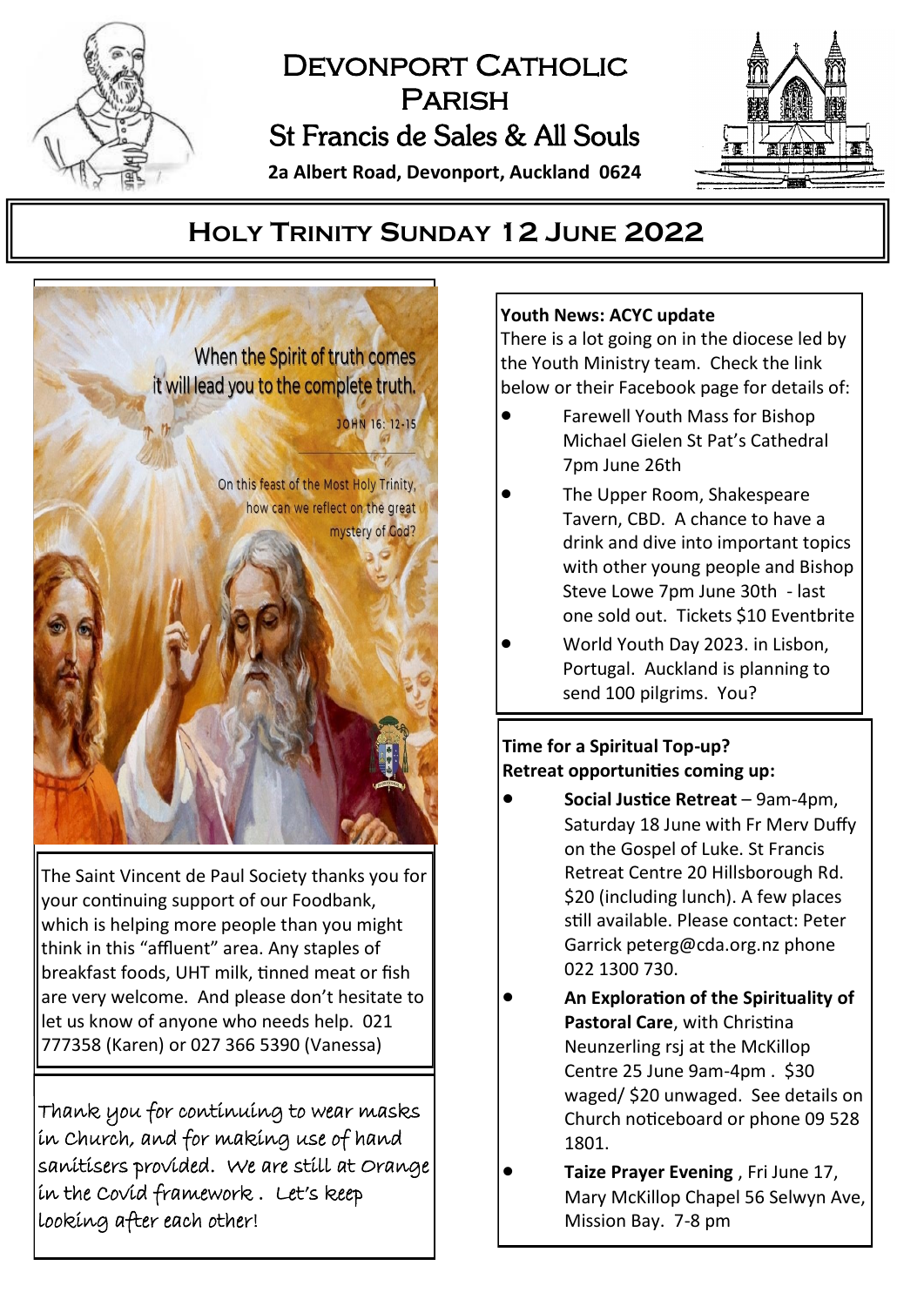# Devonport Catholic Parish

## St Francis de Sales & All Souls

**2a Albert Road, Devonport, Auckland 0624**

## Holy Trinity Sunday 12 June 2022

When the Spirit of truth comes it will lead you to the complete truth.

JOHN 16: 12-15

On this feast of the Most Holy Trinity, how can we reflect on the great mystery of God?

The Saint Vincent de Paul Society thanks you for your continuing support of our Foodbank, which is helping more people than you might think in this "affluent" area. Any staples of breakfast foods, UHT milk, tinned meat or fish are very welcome. And please don't hesitate to let us know of anyone who needs help. 021 777358 (Karen) or 027 366 5390 (Vanessa)

Thank you for continuing to wear masks in Church, and for making use of hand sanitisers provided. We are still at Orange in the Covid framework. Let's keep looking after each other!

**Youth News: ACYC update**

There is a lot going on in the diocese led by the Youth Ministry team. Check the link below or their Facebook page for details of:

- Farewell Youth Mass for Bishop Michael Gielen St Pat's Cathedral 7pm June 26th
- The Upper Room, Shakespeare Tavern, CBD. A chance to have a drink and dive into important topics with other young people and Bishop Steve Lowe 7pm June 30th - last one sold out. Tickets $10 Eventbrite
- World Youth Day 2023. in Lisbon, Portugal. Auckland is planning to send 100 pilgrims. You?

**Time for a Spiritual Top-up?**
**Retreat opportunities coming up:**

- **Social Justice Retreat** – 9am-4pm, Saturday 18 June with Fr Merv Duffy on the Gospel of Luke. St Francis Retreat Centre 20 Hillsborough Rd. $20 (including lunch). A few places still available. Please contact: Peter Garrick peterg@cda.org.nz phone 022 1300 730.
- **An Exploration of the Spirituality of Pastoral Care**, with Christina Neunzerling rsj at the McKillop Centre 25 June 9am-4pm . $30 waged/ $20 unwaged. See details on Church noticeboard or phone 09 528 1801.
- **Taize Prayer Evening** , Fri June 17, Mary McKillop Chapel 56 Selwyn Ave, Mission Bay. 7-8 pm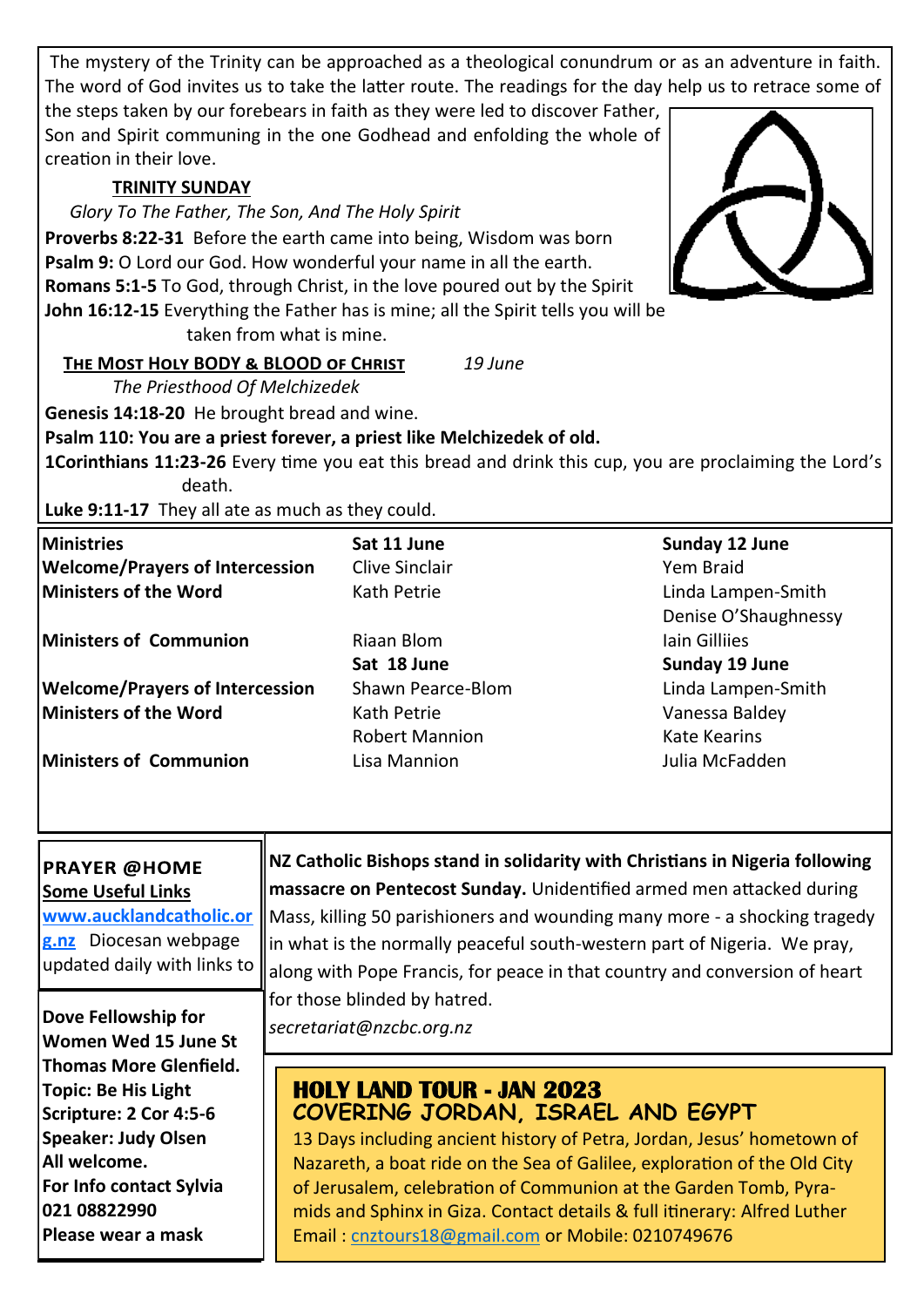The mystery of the Trinity can be approached as a theological conundrum or as an adventure in faith. The word of God invites us to take the latter route. The readings for the day help us to retrace some of the steps taken by our forebears in faith as they were led to discover Father, Son and Spirit communing in the one Godhead and enfolding the whole of creation in their love.

**TRINITY SUNDAY**

*Glory To The Father, The Son, And The Holy Spirit*

**Proverbs 8:22-31** Before the earth came into being, Wisdom was born
**Psalm 9:** O Lord our God. How wonderful your name in all the earth.
**Romans 5:1-5** To God, through Christ, in the love poured out by the Spirit
**John 16:12-15** Everything the Father has is mine; all the Spirit tells you will be taken from what is mine.

**THE MOST HOLY BODY & BLOOD OF CHRIST** *19 June*

*The Priesthood Of Melchizedek*

**Genesis 14:18-20** He brought bread and wine.
**Psalm 110: You are a priest forever, a priest like Melchizedek of old.**
**1Corinthians 11:23-26** Every time you eat this bread and drink this cup, you are proclaiming the Lord's death.
**Luke 9:11-17** They all ate as much as they could.

| **Ministries** | **Sat 11 June** | **Sunday 12 June** |
|---|---|---|
| **Welcome/Prayers of Intercession** | Clive Sinclair | Yem Braid |
| **Ministers of the Word** | Kath Petrie | Linda Lampen-Smith<br>Denise O'Shaughnessy |
| **Ministers of Communion** | Riaan Blom | Iain Gilliies |
| | **Sat 18 June** | **Sunday 19 June** |
| **Welcome/Prayers of Intercession** | Shawn Pearce-Blom | Linda Lampen-Smith |
| **Ministers of the Word** | Kath Petrie<br>Robert Mannion | Vanessa Baldey<br>Kate Kearins |
| **Ministers of Communion** | Lisa Mannion | Julia McFadden |

**PRAYER @HOME**
**Some Useful Links**
**www.aucklandcatholic.org.nz** Diocesan webpage updated daily with links to

**Dove Fellowship for Women Wed 15 June St Thomas More Glenfield.**
**Topic: Be His Light**
**Scripture: 2 Cor 4:5-6**
**Speaker: Judy Olsen**
**All welcome.**
**For Info contact Sylvia 021 08822990**
**Please wear a mask**

**NZ Catholic Bishops stand in solidarity with Christians in Nigeria following massacre on Pentecost Sunday.** Unidentified armed men attacked during Mass, killing 50 parishioners and wounding many more - a shocking tragedy in what is the normally peaceful south-western part of Nigeria. We pray, along with Pope Francis, for peace in that country and conversion of heart for those blinded by hatred.

*secretariat@nzcbc.org.nz*

## HOLY LAND TOUR - JAN 2023
### COVERING JORDAN, ISRAEL AND EGYPT

13 Days including ancient history of Petra, Jordan, Jesus' hometown of Nazareth, a boat ride on the Sea of Galilee, exploration of the Old City of Jerusalem, celebration of Communion at the Garden Tomb, Pyramids and Sphinx in Giza. Contact details & full itinerary: Alfred Luther Email : cnztours18@gmail.com or Mobile: 0210749676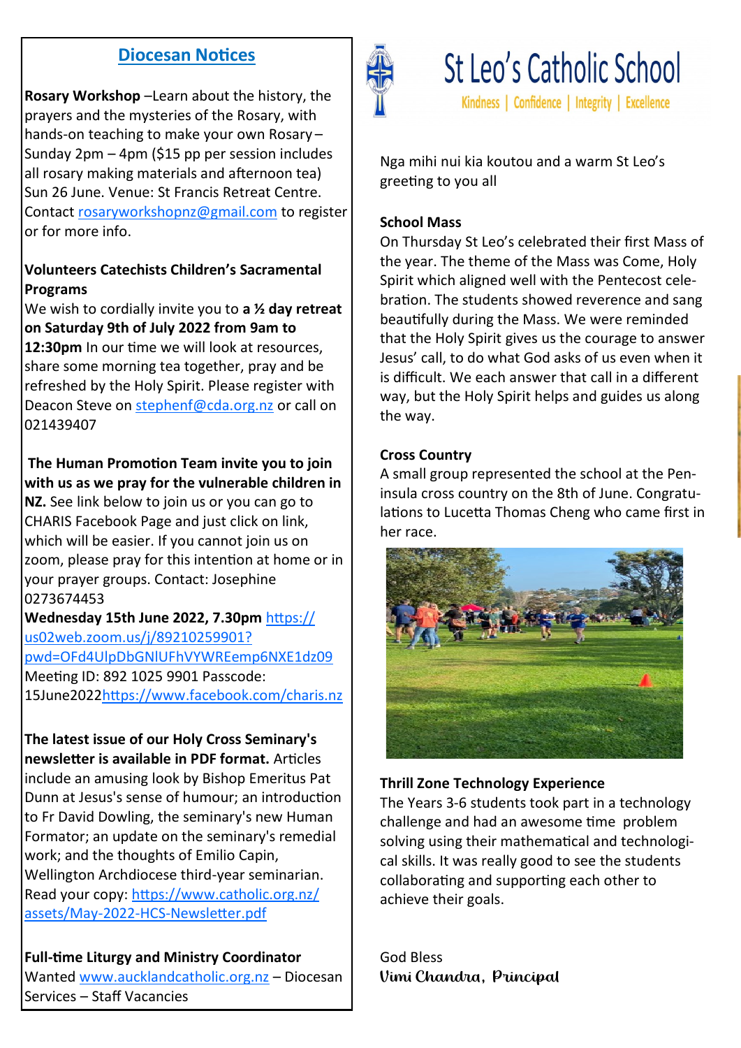## Diocesan Notices

**Rosary Workshop** –Learn about the history, the prayers and the mysteries of the Rosary, with hands-on teaching to make your own Rosary – Sunday 2pm – 4pm ($15 pp per session includes all rosary making materials and afternoon tea) Sun 26 June. Venue: St Francis Retreat Centre. Contact rosaryworkshopnz@gmail.com to register or for more info.

**Volunteers Catechists Children's Sacramental Programs**

We wish to cordially invite you to **a ½ day retreat on Saturday 9th of July 2022 from 9am to 12:30pm** In our time we will look at resources, share some morning tea together, pray and be refreshed by the Holy Spirit. Please register with Deacon Steve on stephenf@cda.org.nz or call on 021439407

**The Human Promotion Team invite you to join with us as we pray for the vulnerable children in NZ.** See link below to join us or you can go to CHARIS Facebook Page and just click on link, which will be easier. If you cannot join us on zoom, please pray for this intention at home or in your prayer groups. Contact: Josephine 0273674453

**Wednesday 15th June 2022, 7.30pm** https://us02web.zoom.us/j/89210259901?pwd=OFd4UlpDbGNlUFhVYWREemp6NXE1dz09 Meeting ID: 892 1025 9901 Passcode: 15June2022https://www.facebook.com/charis.nz

**The latest issue of our Holy Cross Seminary's newsletter is available in PDF format.** Articles include an amusing look by Bishop Emeritus Pat Dunn at Jesus's sense of humour; an introduction to Fr David Dowling, the seminary's new Human Formator; an update on the seminary's remedial work; and the thoughts of Emilio Capin, Wellington Archdiocese third-year seminarian. Read your copy: https://www.catholic.org.nz/assets/May-2022-HCS-Newsletter.pdf

**Full-time Liturgy and Ministry Coordinator**

Wanted www.aucklandcatholic.org.nz – Diocesan Services – Staff Vacancies

# St Leo's Catholic School

Kindness | Confidence | Integrity | Excellence

Nga mihi nui kia koutou and a warm St Leo's greeting to you all

**School Mass**

On Thursday St Leo's celebrated their first Mass of the year. The theme of the Mass was Come, Holy Spirit which aligned well with the Pentecost celebration. The students showed reverence and sang beautifully during the Mass. We were reminded that the Holy Spirit gives us the courage to answer Jesus' call, to do what God asks of us even when it is difficult. We each answer that call in a different way, but the Holy Spirit helps and guides us along the way.

**Cross Country**

A small group represented the school at the Peninsula cross country on the 8th of June. Congratulations to Lucetta Thomas Cheng who came first in her race.

**Thrill Zone Technology Experience**

The Years 3-6 students took part in a technology challenge and had an awesome time problem solving using their mathematical and technological skills. It was really good to see the students collaborating and supporting each other to achieve their goals.

God Bless

*Vimi Chandra, Principal*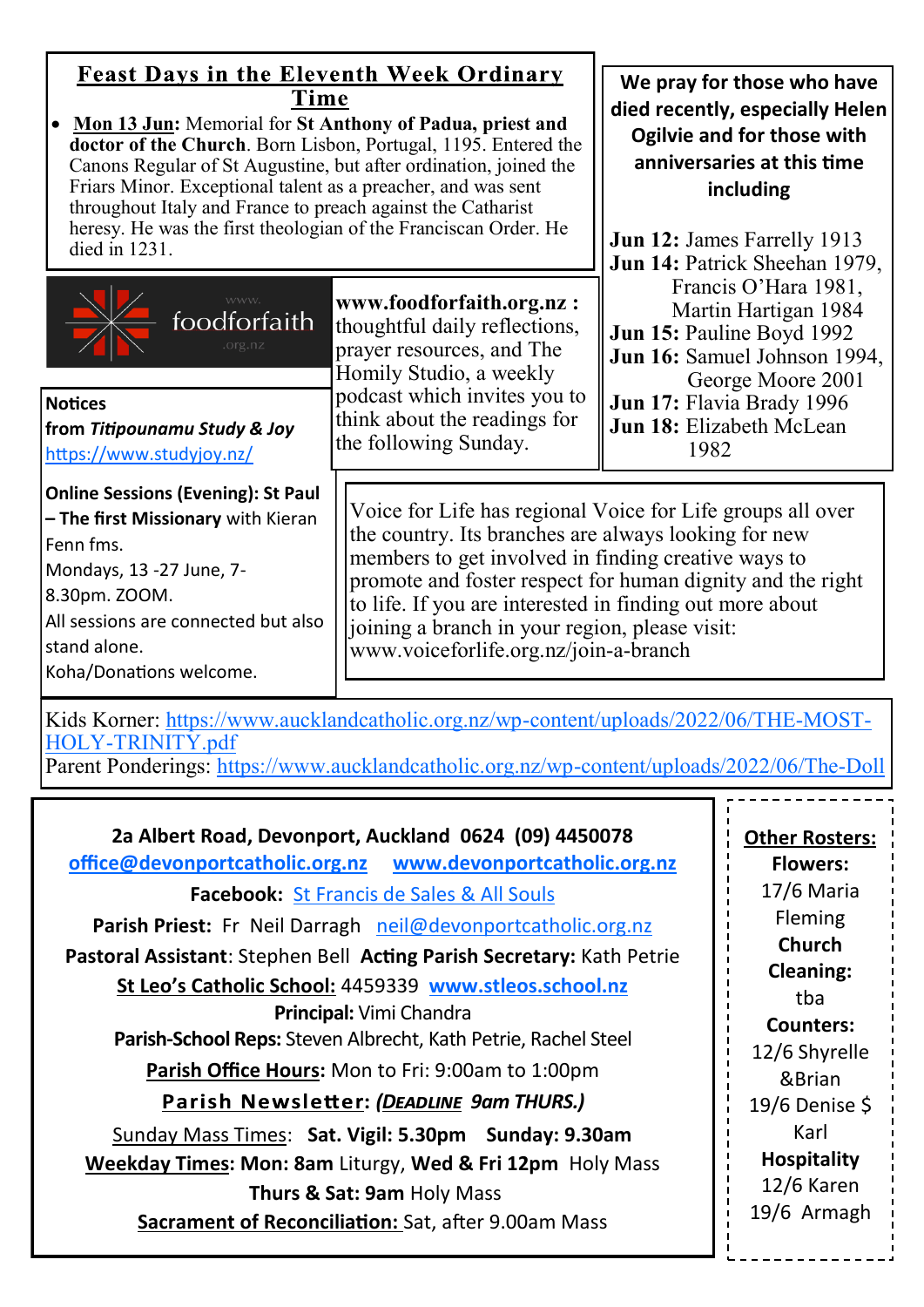## Feast Days in the Eleventh Week Ordinary Time

- **Mon 13 Jun:** Memorial for **St Anthony of Padua, priest and doctor of the Church**. Born Lisbon, Portugal, 1195. Entered the Canons Regular of St Augustine, but after ordination, joined the Friars Minor. Exceptional talent as a preacher, and was sent throughout Italy and France to preach against the Catharist heresy. He was the first theologian of the Franciscan Order. He died in 1231.

**We pray for those who have died recently, especially Helen Ogilvie and for those with anniversaries at this time including**

**Jun 12:** James Farrelly 1913
**Jun 14:** Patrick Sheehan 1979, Francis O'Hara 1981, Martin Hartigan 1984
**Jun 15:** Pauline Boyd 1992
**Jun 16:** Samuel Johnson 1994, George Moore 2001
**Jun 17:** Flavia Brady 1996
**Jun 18:** Elizabeth McLean 1982

www. foodforfaith .org.nz

**www.foodforfaith.org.nz :** thoughtful daily reflections, prayer resources, and The Homily Studio, a weekly podcast which invites you to think about the readings for the following Sunday.

**Notices**
**from *Titipounamu Study & Joy***
https://www.studyjoy.nz/

**Online Sessions (Evening): St Paul – The first Missionary** with Kieran Fenn fms.
Mondays, 13 -27 June, 7-8.30pm. ZOOM.
All sessions are connected but also stand alone.
Koha/Donations welcome.

Voice for Life has regional Voice for Life groups all over the country. Its branches are always looking for new members to get involved in finding creative ways to promote and foster respect for human dignity and the right to life. If you are interested in finding out more about joining a branch in your region, please visit: www.voiceforlife.org.nz/join-a-branch

Kids Korner: https://www.aucklandcatholic.org.nz/wp-content/uploads/2022/06/THE-MOST-HOLY-TRINITY.pdf
Parent Ponderings: https://www.aucklandcatholic.org.nz/wp-content/uploads/2022/06/The-Doll

**2a Albert Road, Devonport, Auckland 0624 (09) 4450078**
office@devonportcatholic.org.nz www.devonportcatholic.org.nz
**Facebook:** St Francis de Sales & All Souls
**Parish Priest:** Fr Neil Darragh neil@devonportcatholic.org.nz
**Pastoral Assistant**: Stephen Bell **Acting Parish Secretary:** Kath Petrie
**St Leo's Catholic School:** 4459339 **www.stleos.school.nz**
**Principal:** Vimi Chandra
**Parish-School Reps:** Steven Albrecht, Kath Petrie, Rachel Steel
**Parish Office Hours:** Mon to Fri: 9:00am to 1:00pm
**Parish Newsletter:** ***(DEADLINE 9am THURS.)***
Sunday Mass Times: **Sat. Vigil: 5.30pm Sunday: 9.30am**
**Weekday Times: Mon: 8am** Liturgy, **Wed & Fri 12pm** Holy Mass
**Thurs & Sat: 9am** Holy Mass
**Sacrament of Reconciliation:** Sat, after 9.00am Mass

**Other Rosters:**
**Flowers:**
17/6 Maria Fleming
**Church Cleaning:**
tba
**Counters:**
12/6 Shyrelle &Brian
19/6 Denise $ Karl
**Hospitality**
12/6 Karen
19/6 Armagh